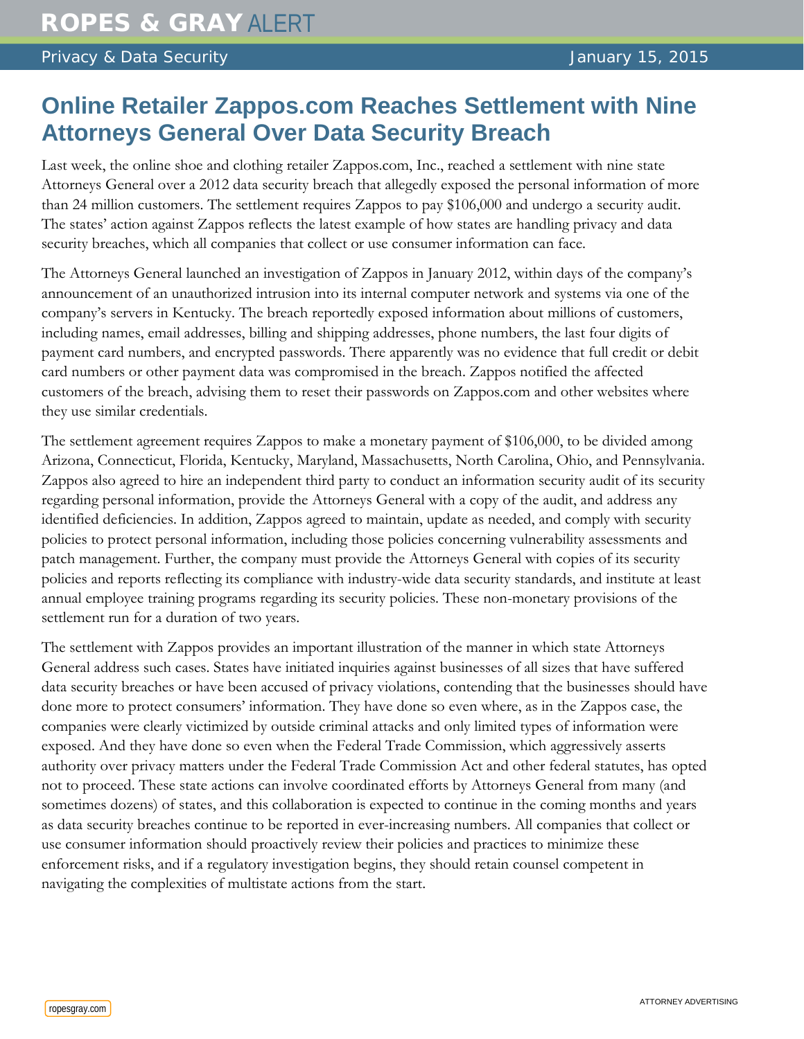# Online Retailer Zappos.com Reaches Settlement with Nine Attorneys General Over Data Security Breach

Last week, the online shoe and clothing retailer Zappos.com, Inc., reached a settlement with nine state Attorneys General over a 2012 data security breach that allegedly exposed the personal information of more than 24 million customers. The settlement requires Zappos to pay $106,000 and undergo a security audit. The states' action against Zappos reflects the latest example of how states are handling privacy and data security breaches, which all companies that collect or use consumer information can face.

The Attorneys General launched an investigation of Zappos in January 2012, within days of the company's announcement of an unauthorized intrusion into its internal computer network and systems via one of the company's servers in Kentucky. The breach reportedly exposed information about millions of customers, including names, email addresses, billing and shipping addresses, phone numbers, the last four digits of payment card numbers, and encrypted passwords. There apparently was no evidence that full credit or debit card numbers or other payment data was compromised in the breach. Zappos notified the affected customers of the breach, advising them to reset their passwords on Zappos.com and other websites where they use similar credentials.

The settlement agreement requires Zappos to make a monetary payment of $106,000, to be divided among Arizona, Connecticut, Florida, Kentucky, Maryland, Massachusetts, North Carolina, Ohio, and Pennsylvania. Zappos also agreed to hire an independent third party to conduct an information security audit of its security regarding personal information, provide the Attorneys General with a copy of the audit, and address any identified deficiencies. In addition, Zappos agreed to maintain, update as needed, and comply with security policies to protect personal information, including those policies concerning vulnerability assessments and patch management. Further, the company must provide the Attorneys General with copies of its security policies and reports reflecting its compliance with industry-wide data security standards, and institute at least annual employee training programs regarding its security policies. These non-monetary provisions of the settlement run for a duration of two years.

The settlement with Zappos provides an important illustration of the manner in which state Attorneys General address such cases. States have initiated inquiries against businesses of all sizes that have suffered data security breaches or have been accused of privacy violations, contending that the businesses should have done more to protect consumers' information. They have done so even where, as in the Zappos case, the companies were clearly victimized by outside criminal attacks and only limited types of information were exposed. And they have done so even when the Federal Trade Commission, which aggressively asserts authority over privacy matters under the Federal Trade Commission Act and other federal statutes, has opted not to proceed. These state actions can involve coordinated efforts by Attorneys General from many (and sometimes dozens) of states, and this collaboration is expected to continue in the coming months and years as data security breaches continue to be reported in ever-increasing numbers. All companies that collect or use consumer information should proactively review their policies and practices to minimize these enforcement risks, and if a regulatory investigation begins, they should retain counsel competent in navigating the complexities of multistate actions from the start.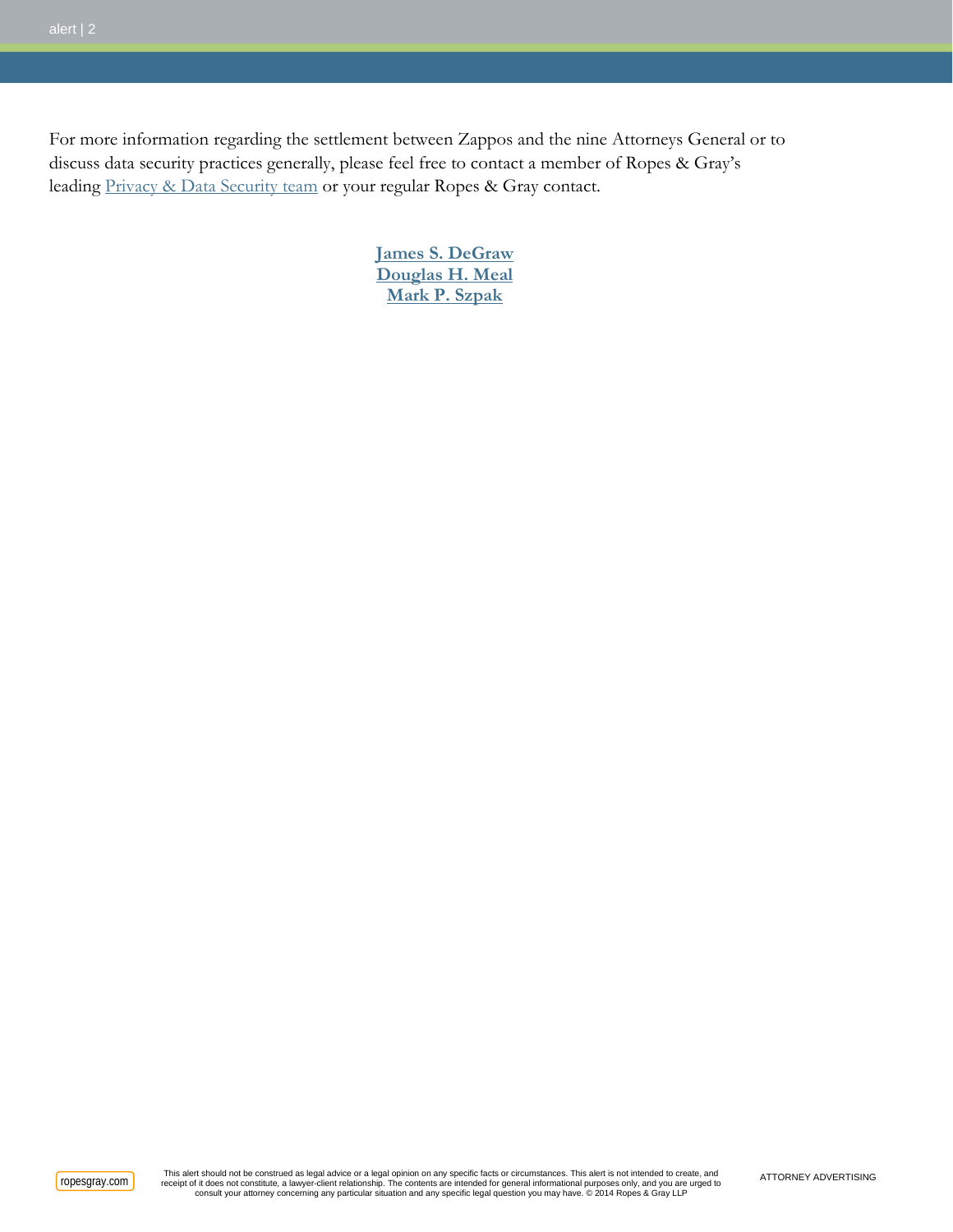For more information regarding the settlement between Zappos and the nine Attorneys General or to discuss data security practices generally, please feel free to contact a member of Ropes & Gray's leading Privacy & Data Security team or your regular Ropes & Gray contact.

**James S. DeGraw**
**Douglas H. Meal**
**Mark P. Szpak**

This alert should not be construed as legal advice or a legal opinion on any specific facts or circumstances. This alert is not intended to create, and receipt of it does not constitute, a lawyer-client relationship. The contents are intended for general informational purposes only, and you are urged to consult your attorney concerning any particular situation and any specific legal question you may have. © 2014 Ropes & Gray LLP

ATTORNEY ADVERTISING